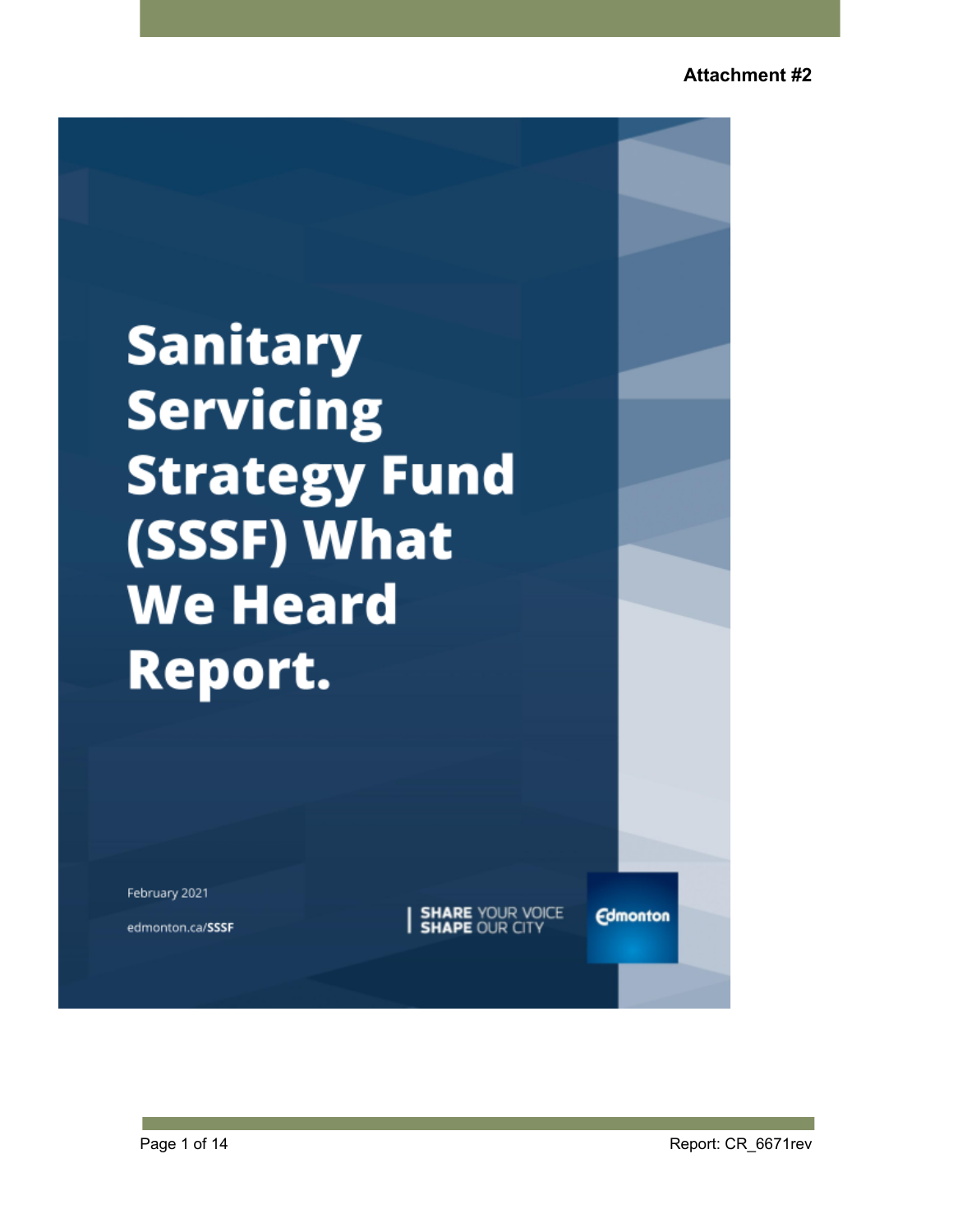**Attachment #2**

# Sanitary Servicing Strategy Fund (SSSF) What We Heard Report.

February 2021

edmonton.ca/**SSSF**

**SHARE** YOUR VOICE
**SHAPE** OUR CITY

Edmonton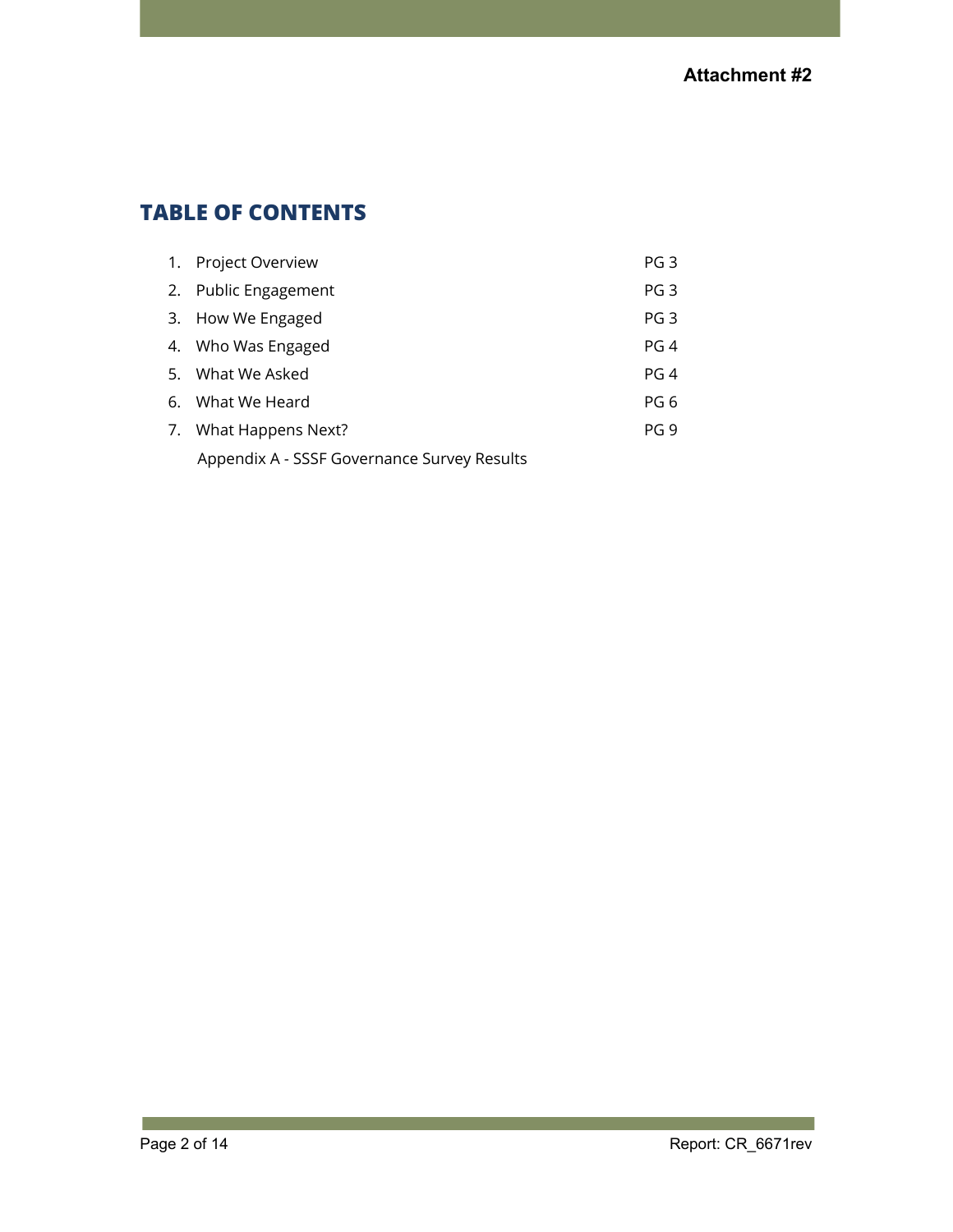**Attachment #2**

## TABLE OF CONTENTS

| | Section | Page |
|---|---|---|
| 1. | Project Overview | PG 3 |
| 2. | Public Engagement | PG 3 |
| 3. | How We Engaged | PG 3 |
| 4. | Who Was Engaged | PG 4 |
| 5. | What We Asked | PG 4 |
| 6. | What We Heard | PG 6 |
| 7. | What Happens Next? | PG 9 |
| | Appendix A - SSSF Governance Survey Results | |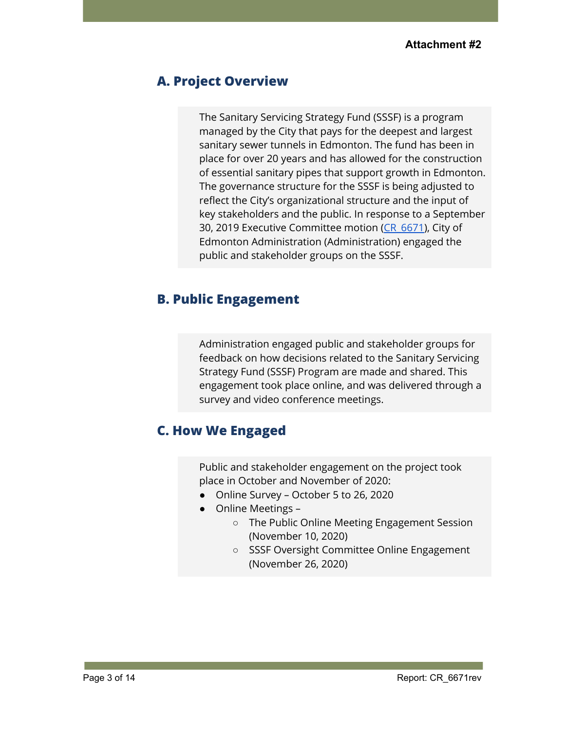**Attachment #2**

## A. Project Overview

The Sanitary Servicing Strategy Fund (SSSF) is a program managed by the City that pays for the deepest and largest sanitary sewer tunnels in Edmonton. The fund has been in place for over 20 years and has allowed for the construction of essential sanitary pipes that support growth in Edmonton. The governance structure for the SSSF is being adjusted to reflect the City's organizational structure and the input of key stakeholders and the public. In response to a September 30, 2019 Executive Committee motion (CR_6671), City of Edmonton Administration (Administration) engaged the public and stakeholder groups on the SSSF.

## B. Public Engagement

Administration engaged public and stakeholder groups for feedback on how decisions related to the Sanitary Servicing Strategy Fund (SSSF) Program are made and shared. This engagement took place online, and was delivered through a survey and video conference meetings.

## C. How We Engaged

Public and stakeholder engagement on the project took place in October and November of 2020:

- Online Survey – October 5 to 26, 2020
- Online Meetings –
  - The Public Online Meeting Engagement Session (November 10, 2020)
  - SSSF Oversight Committee Online Engagement (November 26, 2020)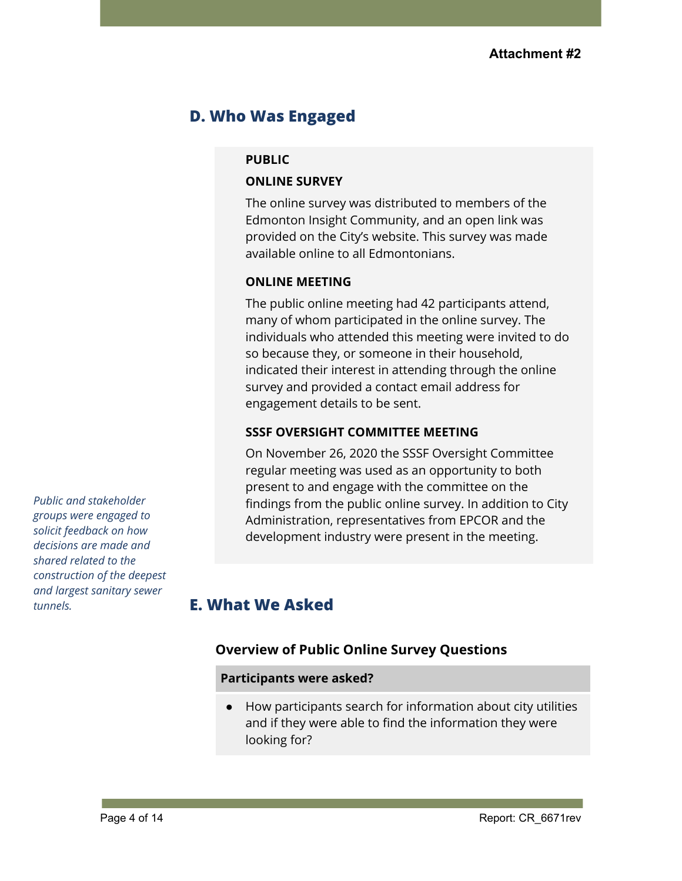## D. Who Was Engaged

**PUBLIC**

**ONLINE SURVEY**

The online survey was distributed to members of the Edmonton Insight Community, and an open link was provided on the City's website. This survey was made available online to all Edmontonians.

**ONLINE MEETING**

The public online meeting had 42 participants attend, many of whom participated in the online survey. The individuals who attended this meeting were invited to do so because they, or someone in their household, indicated their interest in attending through the online survey and provided a contact email address for engagement details to be sent.

**SSSF OVERSIGHT COMMITTEE MEETING**

On November 26, 2020 the SSSF Oversight Committee regular meeting was used as an opportunity to both present to and engage with the committee on the findings from the public online survey. In addition to City Administration, representatives from EPCOR and the development industry were present in the meeting.

*Public and stakeholder groups were engaged to solicit feedback on how decisions are made and shared related to the construction of the deepest and largest sanitary sewer tunnels.*

## E. What We Asked

### Overview of Public Online Survey Questions

**Participants were asked?**

- How participants search for information about city utilities and if they were able to find the information they were looking for?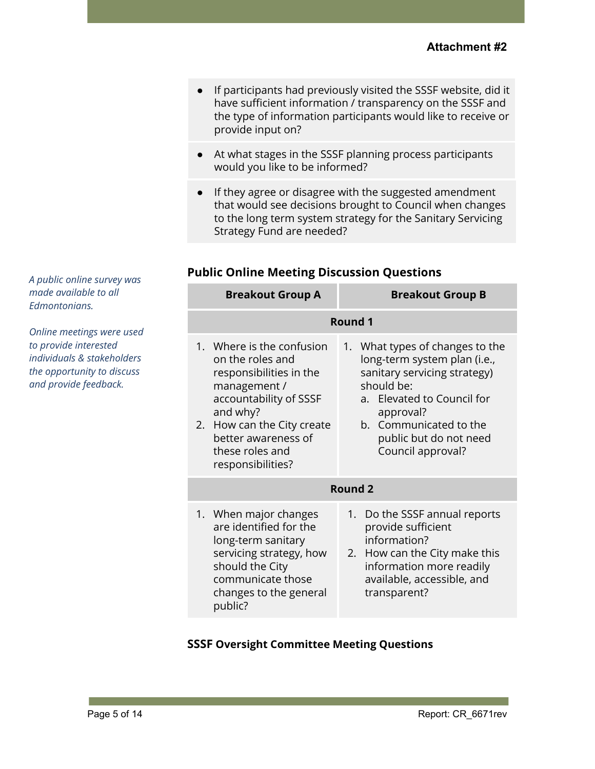- If participants had previously visited the SSSF website, did it have sufficient information / transparency on the SSSF and the type of information participants would like to receive or provide input on?
- At what stages in the SSSF planning process participants would you like to be informed?
- If they agree or disagree with the suggested amendment that would see decisions brought to Council when changes to the long term system strategy for the Sanitary Servicing Strategy Fund are needed?

*A public online survey was made available to all Edmontonians.*

*Online meetings were used to provide interested individuals & stakeholders the opportunity to discuss and provide feedback.*

### Public Online Meeting Discussion Questions

| Breakout Group A | Breakout Group B |
|---|---|
| **Round 1** | |
| 1. Where is the confusion on the roles and responsibilities in the management / accountability of SSSF and why?<br>2. How can the City create better awareness of these roles and responsibilities? | 1. What types of changes to the long-term system plan (i.e., sanitary servicing strategy) should be:<br>a. Elevated to Council for approval?<br>b. Communicated to the public but do not need Council approval? |
| **Round 2** | |
| 1. When major changes are identified for the long-term sanitary servicing strategy, how should the City communicate those changes to the general public? | 1. Do the SSSF annual reports provide sufficient information?<br>2. How can the City make this information more readily available, accessible, and transparent? |

### SSSF Oversight Committee Meeting Questions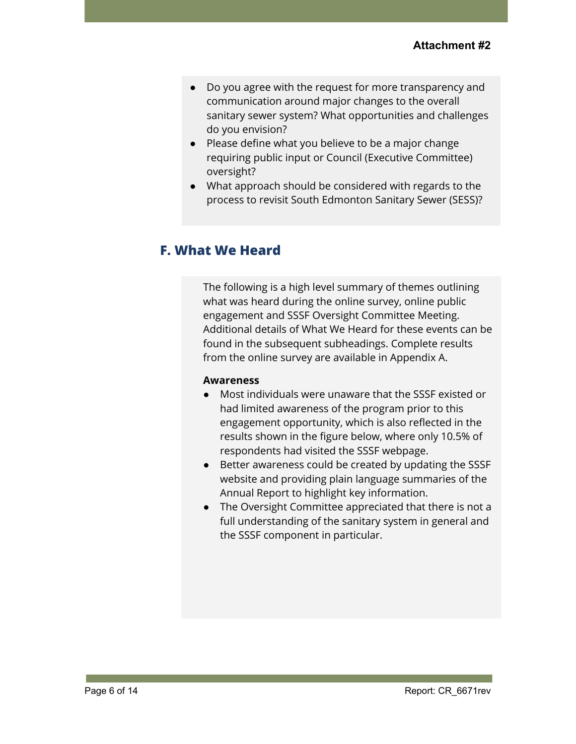- Do you agree with the request for more transparency and communication around major changes to the overall sanitary sewer system? What opportunities and challenges do you envision?
- Please define what you believe to be a major change requiring public input or Council (Executive Committee) oversight?
- What approach should be considered with regards to the process to revisit South Edmonton Sanitary Sewer (SESS)?

## F. What We Heard

The following is a high level summary of themes outlining what was heard during the online survey, online public engagement and SSSF Oversight Committee Meeting. Additional details of What We Heard for these events can be found in the subsequent subheadings. Complete results from the online survey are available in Appendix A.

**Awareness**

- Most individuals were unaware that the SSSF existed or had limited awareness of the program prior to this engagement opportunity, which is also reflected in the results shown in the figure below, where only 10.5% of respondents had visited the SSSF webpage.
- Better awareness could be created by updating the SSSF website and providing plain language summaries of the Annual Report to highlight key information.
- The Oversight Committee appreciated that there is not a full understanding of the sanitary system in general and the SSSF component in particular.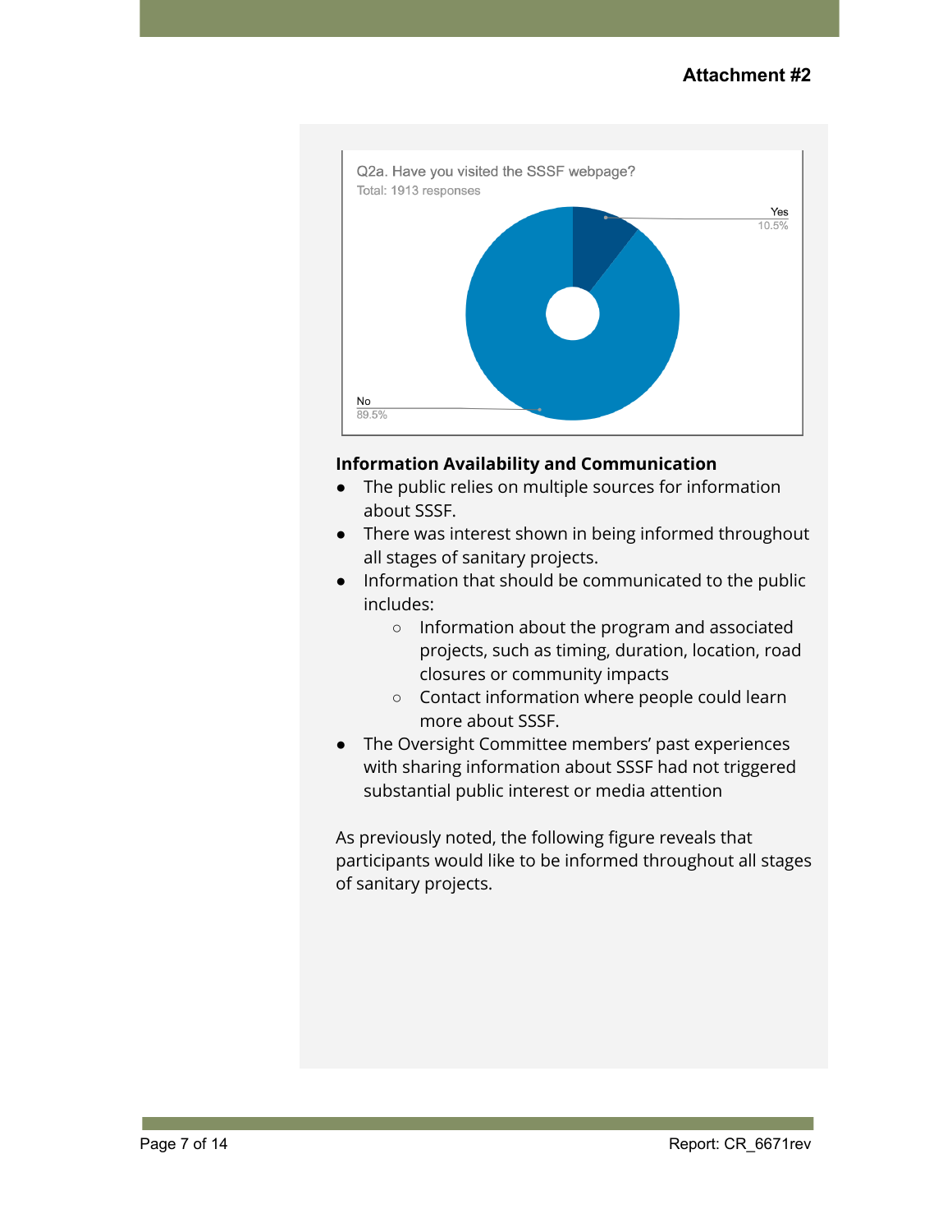**Attachment #2**

Q2a. Have you visited the SSSF webpage?
Total: 1913 responses

Yes 10.5%

No 89.5%

**Information Availability and Communication**

- The public relies on multiple sources for information about SSSF.
- There was interest shown in being informed throughout all stages of sanitary projects.
- Information that should be communicated to the public includes:
    - Information about the program and associated projects, such as timing, duration, location, road closures or community impacts
    - Contact information where people could learn more about SSSF.
- The Oversight Committee members' past experiences with sharing information about SSSF had not triggered substantial public interest or media attention

As previously noted, the following figure reveals that participants would like to be informed throughout all stages of sanitary projects.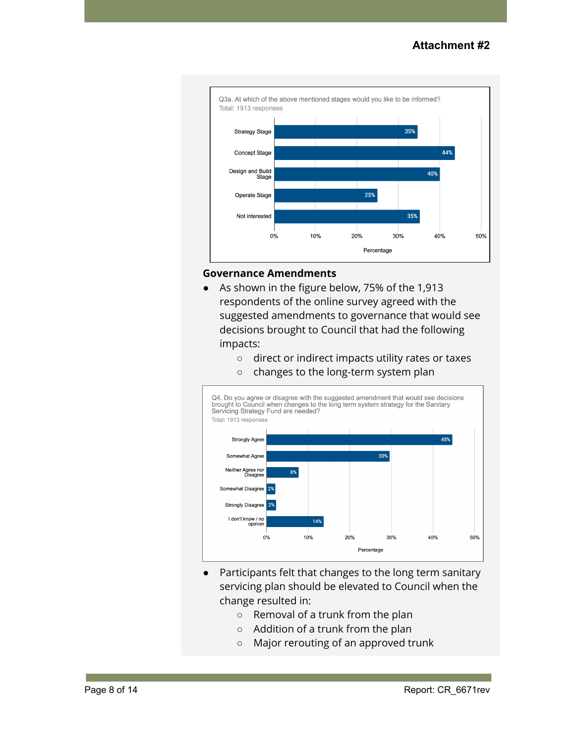Attachment #2

Q3a. At which of the above mentioned stages would you like to be informed?
Total: 1913 responses

| Stage | Percentage |
|---|---|
| Strategy Stage | 35% |
| Concept Stage | 44% |
| Design and Build Stage | 40% |
| Operate Stage | 25% |
| Not interested | 35% |

## Governance Amendments

- As shown in the figure below, 75% of the 1,913 respondents of the online survey agreed with the suggested amendments to governance that would see decisions brought to Council that had the following impacts:
  - direct or indirect impacts utility rates or taxes
  - changes to the long-term system plan

Q4. Do you agree or disagree with the suggested amendment that would see decisions brought to Council when changes to the long term system strategy for the Sanitary Servicing Strategy Fund are needed?
Total: 1913 responses

| Response | Percentage |
|---|---|
| Strongly Agree | 45% |
| Somewhat Agree | 30% |
| Neither Agree nor Disagree | 8% |
| Somewhat Disagree | 2% |
| Strongly Disagree | 2% |
| I don't know / no opinion | 14% |

- Participants felt that changes to the long term sanitary servicing plan should be elevated to Council when the change resulted in:
  - Removal of a trunk from the plan
  - Addition of a trunk from the plan
  - Major rerouting of an approved trunk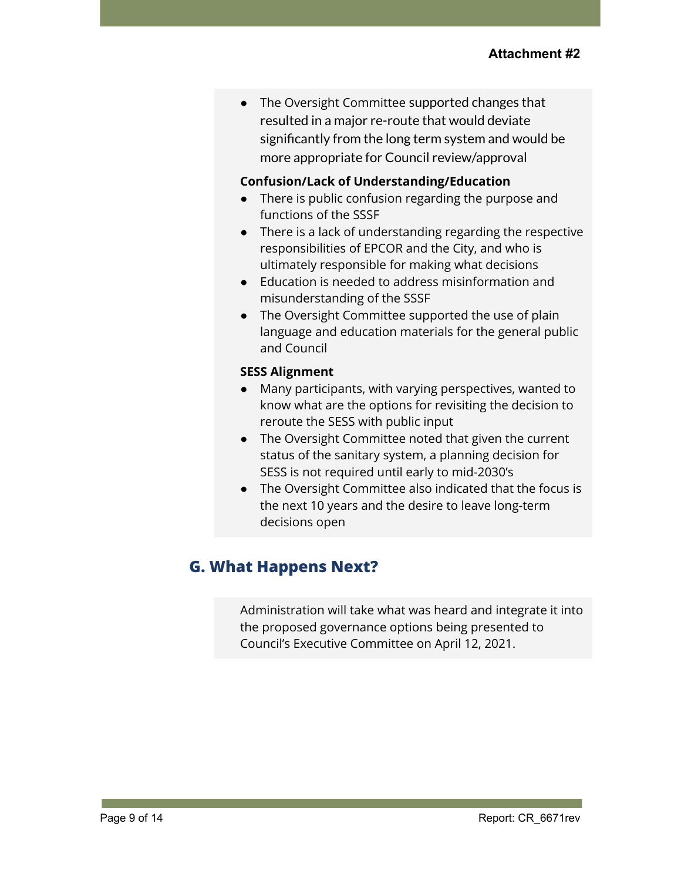- The Oversight Committee supported changes that resulted in a major re-route that would deviate significantly from the long term system and would be more appropriate for Council review/approval

**Confusion/Lack of Understanding/Education**

- There is public confusion regarding the purpose and functions of the SSSF
- There is a lack of understanding regarding the respective responsibilities of EPCOR and the City, and who is ultimately responsible for making what decisions
- Education is needed to address misinformation and misunderstanding of the SSSF
- The Oversight Committee supported the use of plain language and education materials for the general public and Council

**SESS Alignment**

- Many participants, with varying perspectives, wanted to know what are the options for revisiting the decision to reroute the SESS with public input
- The Oversight Committee noted that given the current status of the sanitary system, a planning decision for SESS is not required until early to mid-2030's
- The Oversight Committee also indicated that the focus is the next 10 years and the desire to leave long-term decisions open

## G. What Happens Next?

Administration will take what was heard and integrate it into the proposed governance options being presented to Council's Executive Committee on April 12, 2021.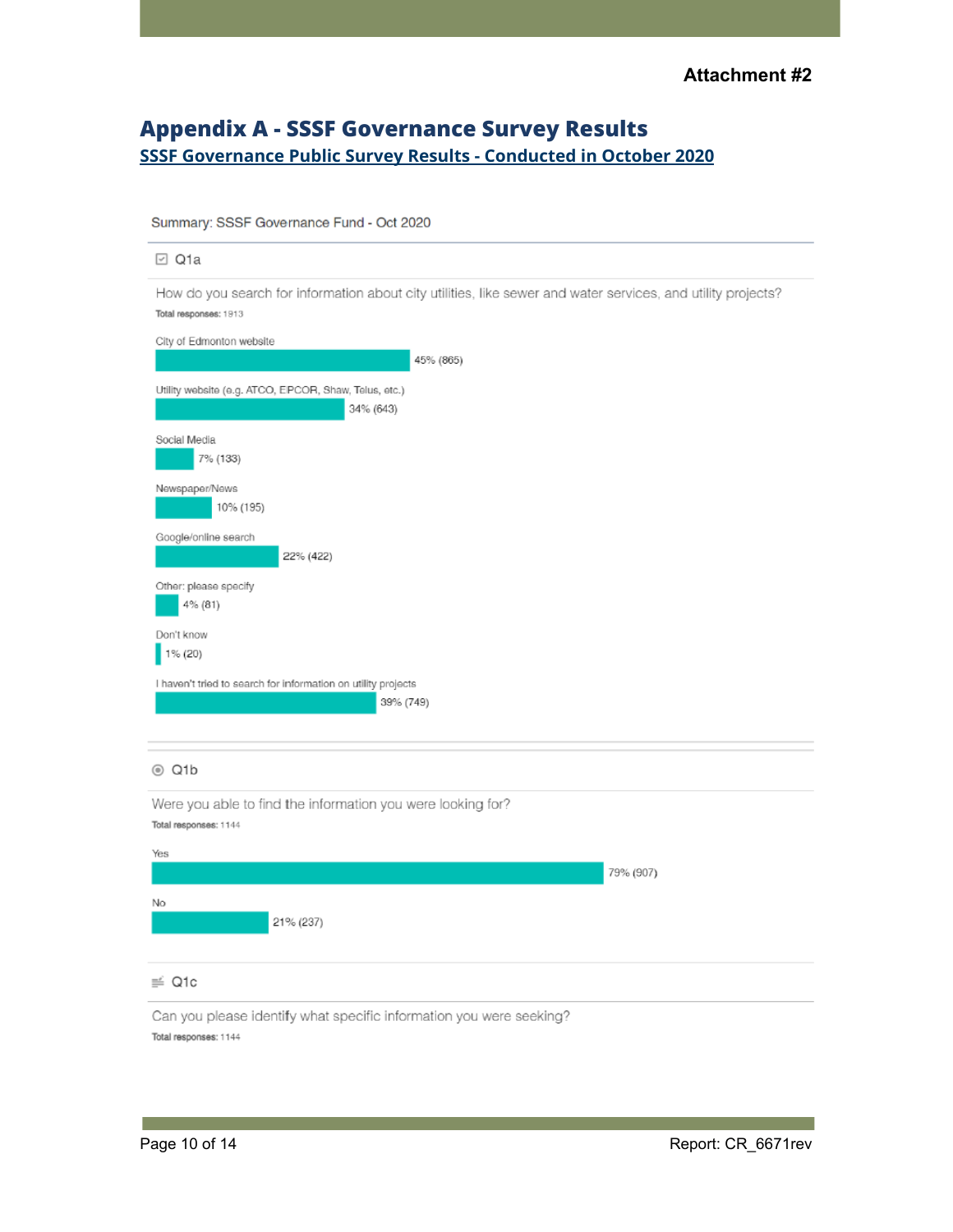Attachment #2

# Appendix A - SSSF Governance Survey Results

## SSSF Governance Public Survey Results - Conducted in October 2020

Summary: SSSF Governance Fund - Oct 2020

### Q1a

How do you search for information about city utilities, like sewer and water services, and utility projects?

Total responses: 1913

| Response | Result |
|---|---|
| City of Edmonton website | 45% (865) |
| Utility website (e.g. ATCO, EPCOR, Shaw, Telus, etc.) | 34% (643) |
| Social Media | 7% (133) |
| Newspaper/News | 10% (195) |
| Google/online search | 22% (422) |
| Other: please specify | 4% (81) |
| Don't know | 1% (20) |
| I haven't tried to search for information on utility projects | 39% (749) |

### Q1b

Were you able to find the information you were looking for?

Total responses: 1144

| Response | Result |
|---|---|
| Yes | 79% (907) |
| No | 21% (237) |

### Q1c

Can you please identify what specific information you were seeking?

Total responses: 1144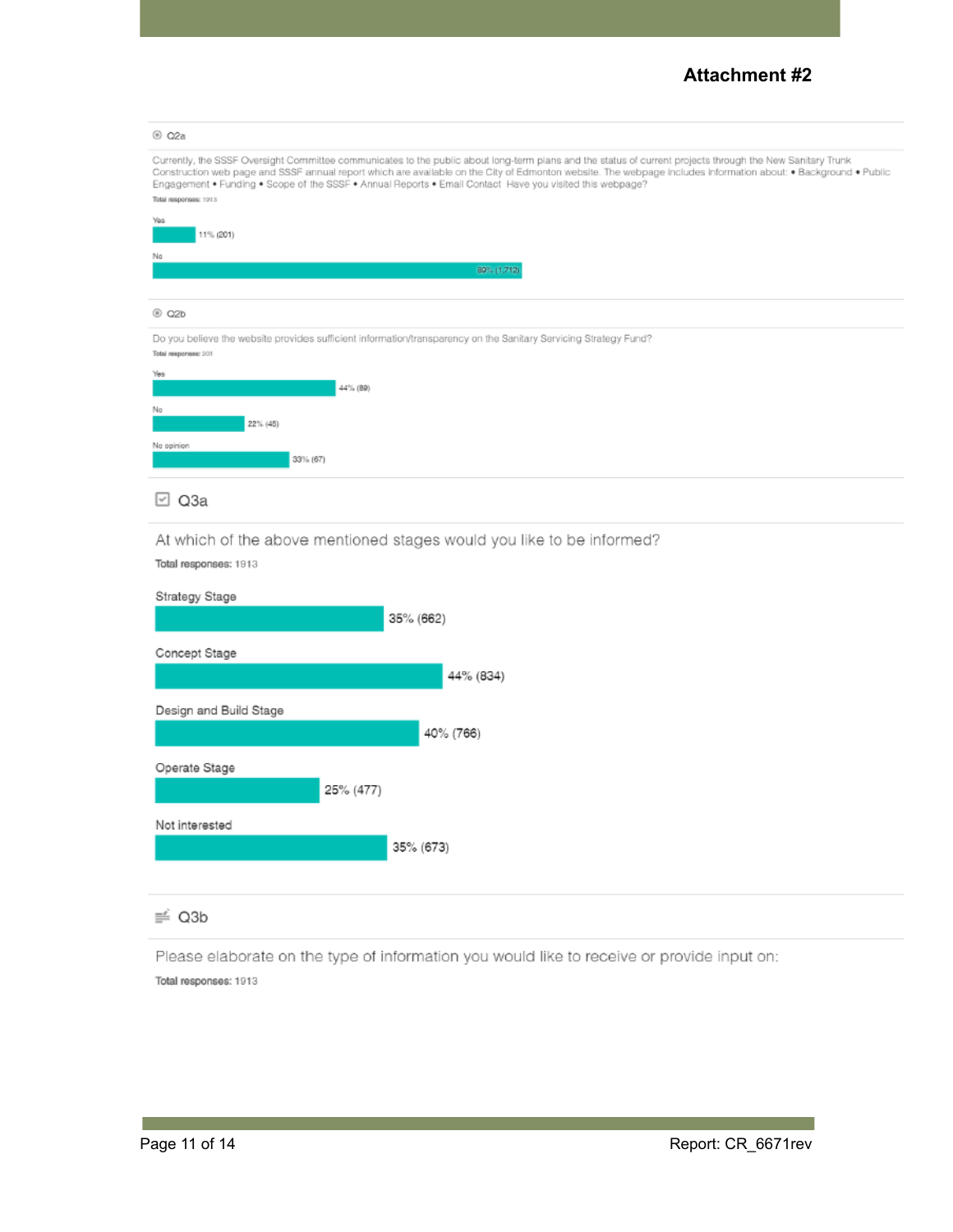**Attachment #2**

### Q2a

Currently, the SSSF Oversight Committee communicates to the public about long-term plans and the status of current projects through the New Sanitary Trunk Construction web page and SSSF annual report which are available on the City of Edmonton website. The webpage includes information about: • Background • Public Engagement • Funding • Scope of the SSSF • Annual Reports • Email Contact Have you visited this webpage?

Total responses: 1913

| Response | Percentage (Count) |
|---|---|
| Yes | 11% (201) |
| No | 89% (1,712) |

### Q2b

Do you believe the website provides sufficient information/transparency on the Sanitary Servicing Strategy Fund?

Total responses: 201

| Response | Percentage (Count) |
|---|---|
| Yes | 44% (89) |
| No | 22% (45) |
| No opinion | 33% (67) |

### Q3a

At which of the above mentioned stages would you like to be informed?

Total responses: 1913

| Response | Percentage (Count) |
|---|---|
| Strategy Stage | 35% (662) |
| Concept Stage | 44% (834) |
| Design and Build Stage | 40% (766) |
| Operate Stage | 25% (477) |
| Not interested | 35% (673) |

### Q3b

Please elaborate on the type of information you would like to receive or provide input on:

Total responses: 1913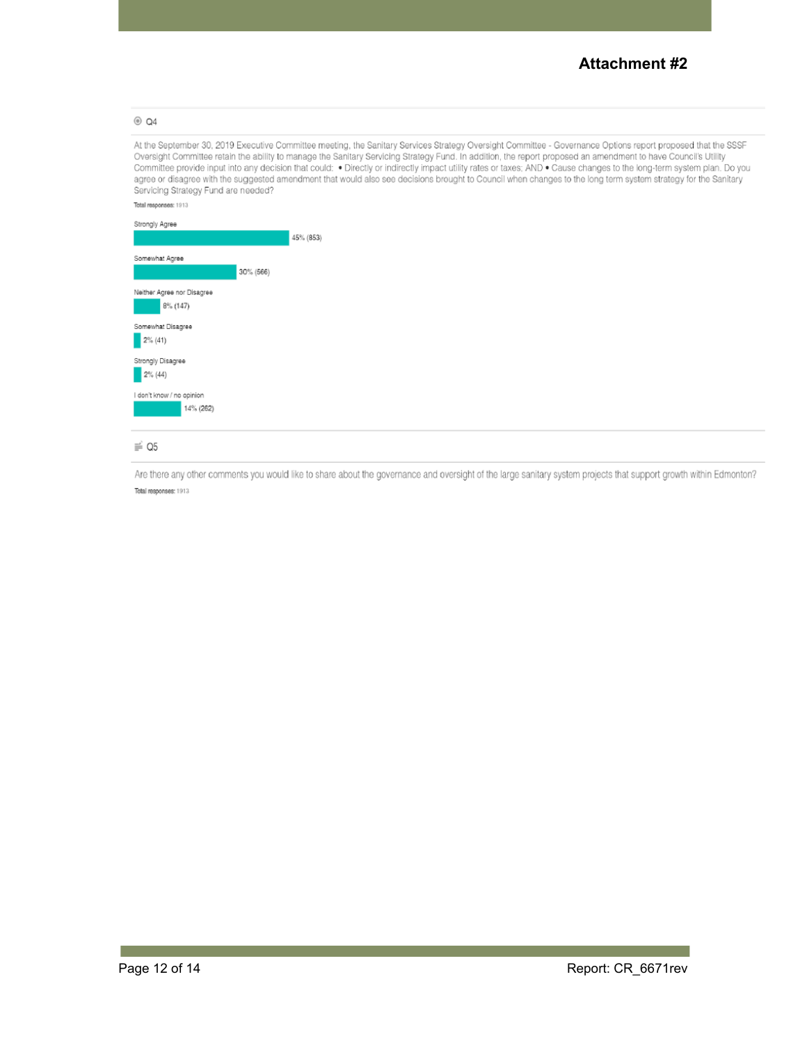**Attachment #2**

Q4

At the September 30, 2019 Executive Committee meeting, the Sanitary Services Strategy Oversight Committee - Governance Options report proposed that the SSSF Oversight Committee retain the ability to manage the Sanitary Servicing Strategy Fund. In addition, the report proposed an amendment to have Council's Utility Committee provide input into any decision that could: • Directly or indirectly impact utility rates or taxes; AND • Cause changes to the long-term system plan. Do you agree or disagree with the suggested amendment that would also see decisions brought to Council when changes to the long term system strategy for the Sanitary Servicing Strategy Fund are needed?

Total responses: 1913

| Response | Percentage (Count) |
|---|---|
| Strongly Agree | 45% (853) |
| Somewhat Agree | 30% (566) |
| Neither Agree nor Disagree | 8% (147) |
| Somewhat Disagree | 2% (41) |
| Strongly Disagree | 2% (44) |
| I don't know / no opinion | 14% (262) |

Q5

Are there any other comments you would like to share about the governance and oversight of the large sanitary system projects that support growth within Edmonton?

Total responses: 1913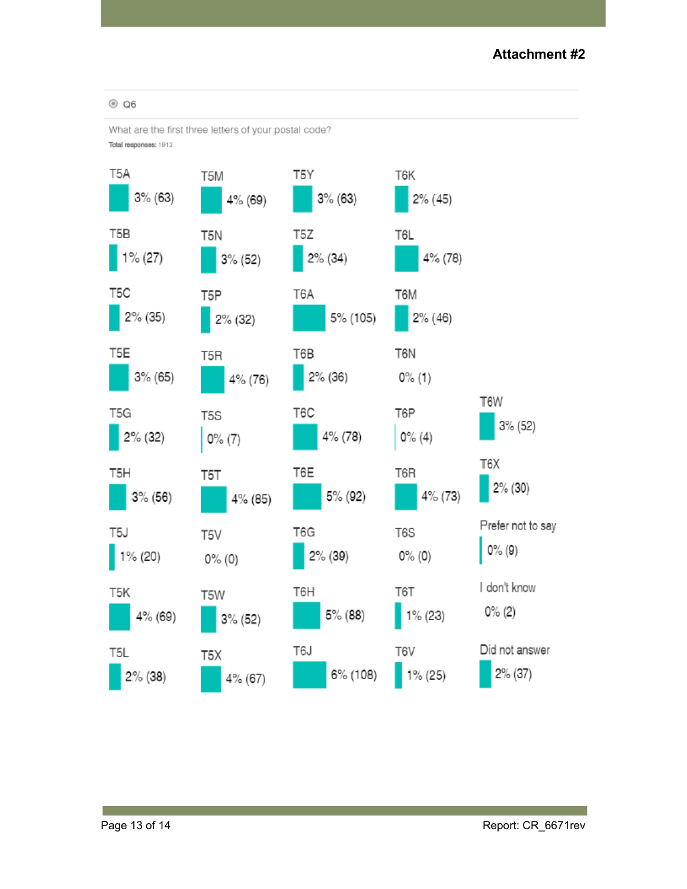**Attachment #2**

Q6

What are the first three letters of your postal code?

Total responses: 1913

| Postal code | Percent (count) |
|---|---|
| T5A | 3% (63) |
| T5B | 1% (27) |
| T5C | 2% (35) |
| T5E | 3% (65) |
| T5G | 2% (32) |
| T5H | 3% (56) |
| T5J | 1% (20) |
| T5K | 4% (69) |
| T5L | 2% (38) |
| T5M | 4% (69) |
| T5N | 3% (52) |
| T5P | 2% (32) |
| T5R | 4% (76) |
| T5S | 0% (7) |
| T5T | 4% (85) |
| T5V | 0% (0) |
| T5W | 3% (52) |
| T5X | 4% (67) |
| T5Y | 3% (63) |
| T5Z | 2% (34) |
| T6A | 5% (105) |
| T6B | 2% (36) |
| T6C | 4% (78) |
| T6E | 5% (92) |
| T6G | 2% (39) |
| T6H | 5% (88) |
| T6J | 6% (108) |
| T6K | 2% (45) |
| T6L | 4% (78) |
| T6M | 2% (46) |
| T6N | 0% (1) |
| T6P | 0% (4) |
| T6R | 4% (73) |
| T6S | 0% (0) |
| T6T | 1% (23) |
| T6V | 1% (25) |
| T6W | 3% (52) |
| T6X | 2% (30) |
| Prefer not to say | 0% (9) |
| I don't know | 0% (2) |
| Did not answer | 2% (37) |

Report: CR_6671rev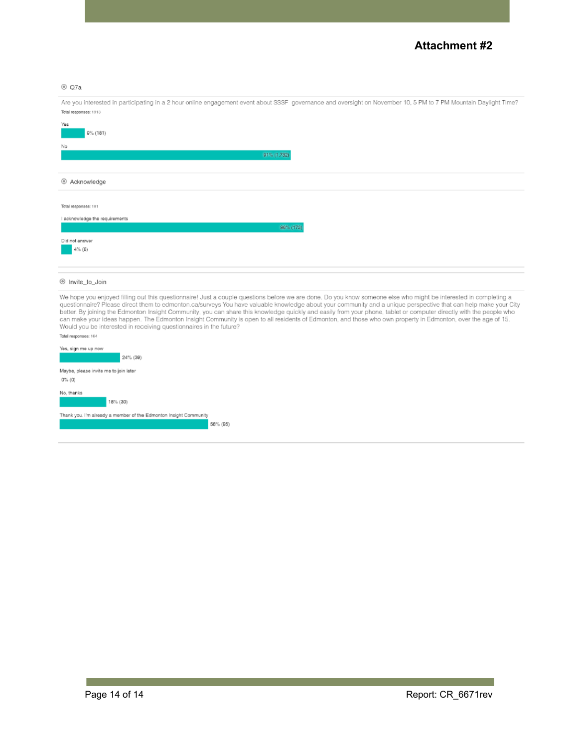**Attachment #2**

Q7a

Are you interested in participating in a 2 hour online engagement event about SSSF governance and oversight on November 10, 5 PM to 7 PM Mountain Daylight Time?

Total responses: 1913

Yes

9% (181)

No

91% (1,732)

Acknowledge

Total responses: 181

I acknowledge the requirements

96% (173)

Did not answer

4% (8)

Invite_to_Join

We hope you enjoyed filling out this questionnaire! Just a couple questions before we are done. Do you know someone else who might be interested in completing a questionnaire? Please direct them to edmonton.ca/surveys You have valuable knowledge about your community and a unique perspective that can help make your City better. By joining the Edmonton Insight Community, you can share this knowledge quickly and easily from your phone, tablet or computer directly with the people who can make your ideas happen. The Edmonton Insight Community is open to all residents of Edmonton, and those who own property in Edmonton, over the age of 15. Would you be interested in receiving questionnaires in the future?

Total responses: 164

Yes, sign me up now

24% (39)

Maybe, please invite me to join later

0% (0)

No, thanks

18% (30)

Thank you. I'm already a member of the Edmonton Insight Community

58% (95)